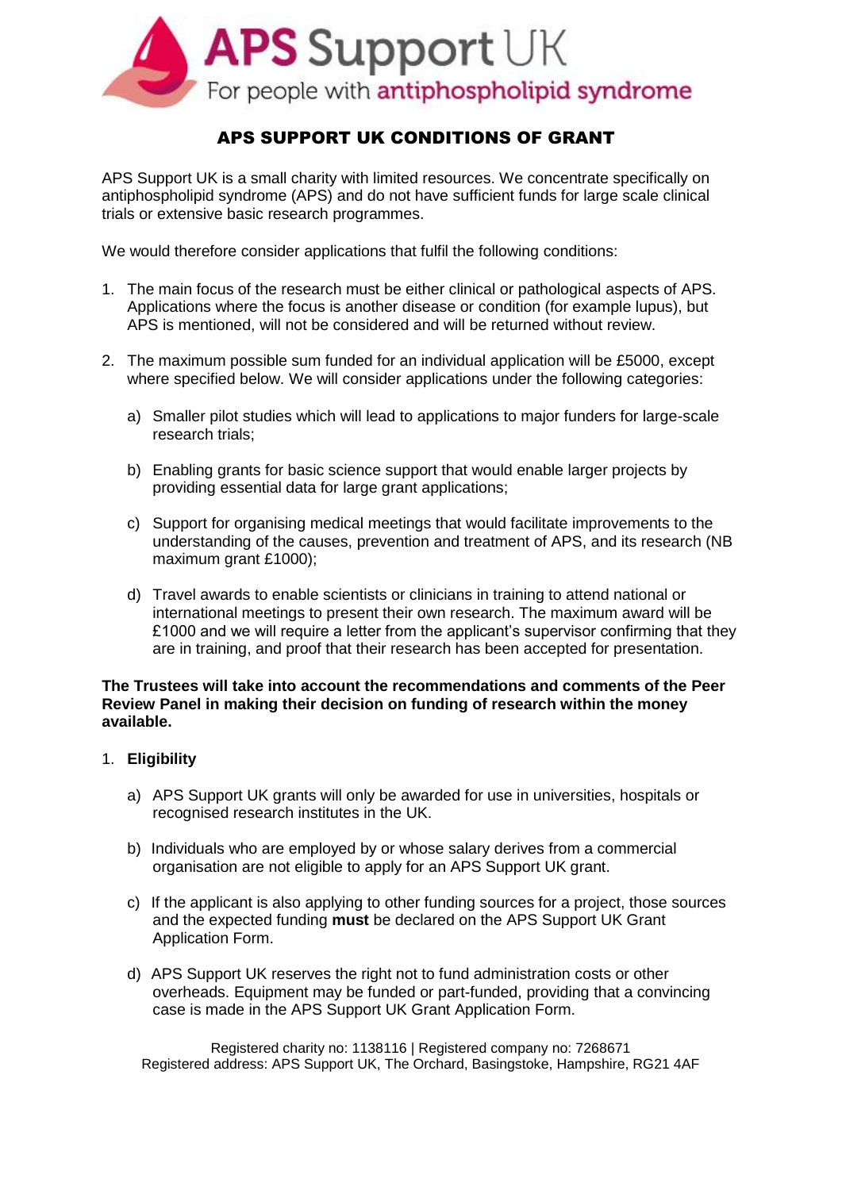# APS SUPPORT UK CONDITIONS OF GRANT

APS Support UK is a small charity with limited resources. We concentrate specifically on antiphospholipid syndrome (APS) and do not have sufficient funds for large scale clinical trials or extensive basic research programmes.

We would therefore consider applications that fulfil the following conditions:

1. The main focus of the research must be either clinical or pathological aspects of APS. Applications where the focus is another disease or condition (for example lupus), but APS is mentioned, will not be considered and will be returned without review.

2. The maximum possible sum funded for an individual application will be £5000, except where specified below. We will consider applications under the following categories:

   a) Smaller pilot studies which will lead to applications to major funders for large-scale research trials;

   b) Enabling grants for basic science support that would enable larger projects by providing essential data for large grant applications;

   c) Support for organising medical meetings that would facilitate improvements to the understanding of the causes, prevention and treatment of APS, and its research (NB maximum grant £1000);

   d) Travel awards to enable scientists or clinicians in training to attend national or international meetings to present their own research. The maximum award will be £1000 and we will require a letter from the applicant's supervisor confirming that they are in training, and proof that their research has been accepted for presentation.

**The Trustees will take into account the recommendations and comments of the Peer Review Panel in making their decision on funding of research within the money available.**

1. **Eligibility**

   a) APS Support UK grants will only be awarded for use in universities, hospitals or recognised research institutes in the UK.

   b) Individuals who are employed by or whose salary derives from a commercial organisation are not eligible to apply for an APS Support UK grant.

   c) If the applicant is also applying to other funding sources for a project, those sources and the expected funding **must** be declared on the APS Support UK Grant Application Form.

   d) APS Support UK reserves the right not to fund administration costs or other overheads. Equipment may be funded or part-funded, providing that a convincing case is made in the APS Support UK Grant Application Form.

Registered charity no: 1138116 | Registered company no: 7268671
Registered address: APS Support UK, The Orchard, Basingstoke, Hampshire, RG21 4AF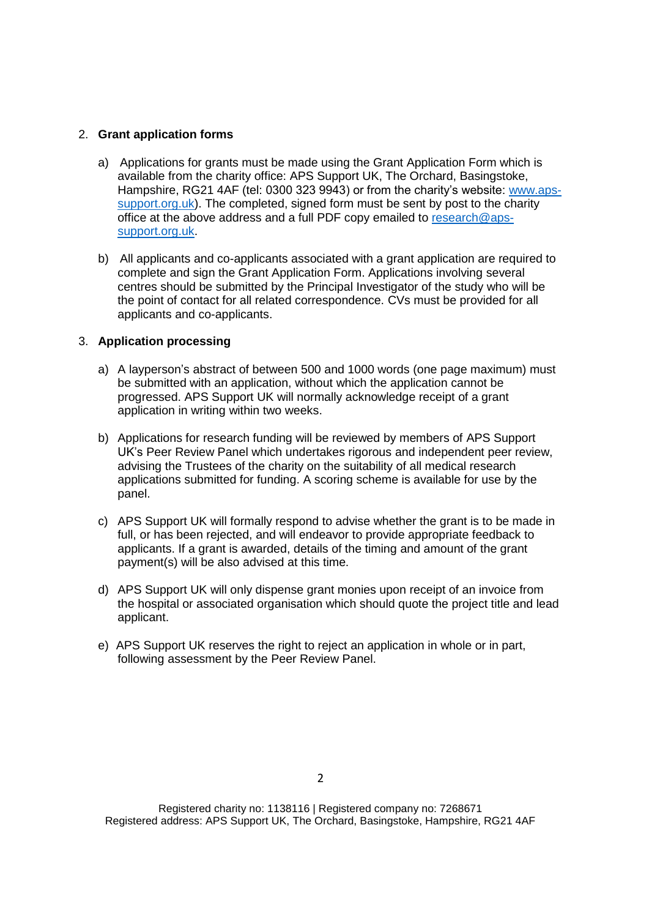2. **Grant application forms**

   a) Applications for grants must be made using the Grant Application Form which is available from the charity office: APS Support UK, The Orchard, Basingstoke, Hampshire, RG21 4AF (tel: 0300 323 9943) or from the charity's website: [www.aps-support.org.uk](http://www.aps-support.org.uk)). The completed, signed form must be sent by post to the charity office at the above address and a full PDF copy emailed to [research@aps-support.org.uk](mailto:research@aps-support.org.uk).

   b) All applicants and co-applicants associated with a grant application are required to complete and sign the Grant Application Form. Applications involving several centres should be submitted by the Principal Investigator of the study who will be the point of contact for all related correspondence. CVs must be provided for all applicants and co-applicants.

3. **Application processing**

   a) A layperson's abstract of between 500 and 1000 words (one page maximum) must be submitted with an application, without which the application cannot be progressed. APS Support UK will normally acknowledge receipt of a grant application in writing within two weeks.

   b) Applications for research funding will be reviewed by members of APS Support UK's Peer Review Panel which undertakes rigorous and independent peer review, advising the Trustees of the charity on the suitability of all medical research applications submitted for funding. A scoring scheme is available for use by the panel.

   c) APS Support UK will formally respond to advise whether the grant is to be made in full, or has been rejected, and will endeavor to provide appropriate feedback to applicants. If a grant is awarded, details of the timing and amount of the grant payment(s) will be also advised at this time.

   d) APS Support UK will only dispense grant monies upon receipt of an invoice from the hospital or associated organisation which should quote the project title and lead applicant.

   e) APS Support UK reserves the right to reject an application in whole or in part, following assessment by the Peer Review Panel.

Registered charity no: 1138116 | Registered company no: 7268671
Registered address: APS Support UK, The Orchard, Basingstoke, Hampshire, RG21 4AF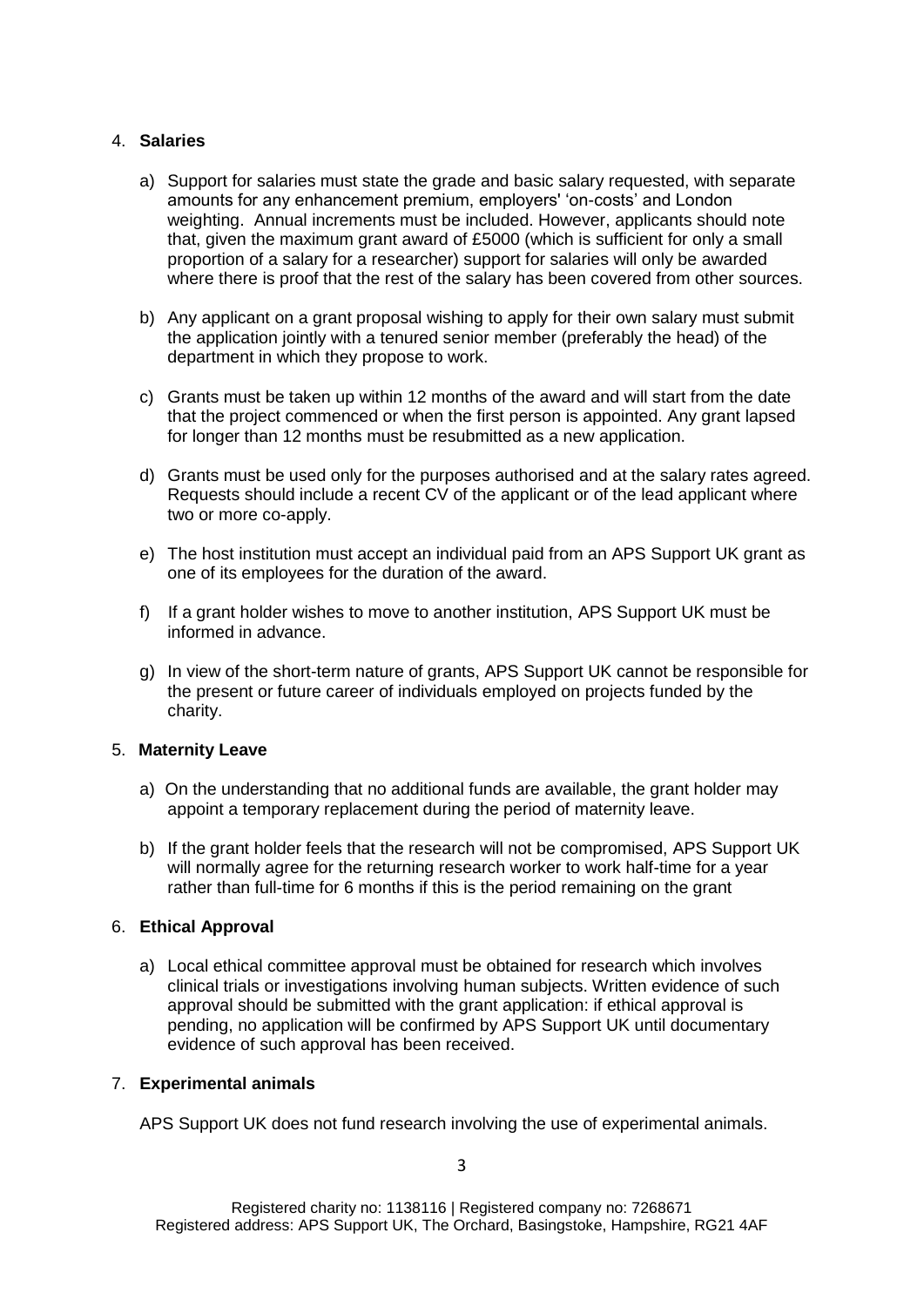4. **Salaries**

   a) Support for salaries must state the grade and basic salary requested, with separate amounts for any enhancement premium, employers' 'on-costs' and London weighting. Annual increments must be included. However, applicants should note that, given the maximum grant award of £5000 (which is sufficient for only a small proportion of a salary for a researcher) support for salaries will only be awarded where there is proof that the rest of the salary has been covered from other sources.

   b) Any applicant on a grant proposal wishing to apply for their own salary must submit the application jointly with a tenured senior member (preferably the head) of the department in which they propose to work.

   c) Grants must be taken up within 12 months of the award and will start from the date that the project commenced or when the first person is appointed. Any grant lapsed for longer than 12 months must be resubmitted as a new application.

   d) Grants must be used only for the purposes authorised and at the salary rates agreed. Requests should include a recent CV of the applicant or of the lead applicant where two or more co-apply.

   e) The host institution must accept an individual paid from an APS Support UK grant as one of its employees for the duration of the award.

   f) If a grant holder wishes to move to another institution, APS Support UK must be informed in advance.

   g) In view of the short-term nature of grants, APS Support UK cannot be responsible for the present or future career of individuals employed on projects funded by the charity.

5. **Maternity Leave**

   a) On the understanding that no additional funds are available, the grant holder may appoint a temporary replacement during the period of maternity leave.

   b) If the grant holder feels that the research will not be compromised, APS Support UK will normally agree for the returning research worker to work half-time for a year rather than full-time for 6 months if this is the period remaining on the grant

6. **Ethical Approval**

   a) Local ethical committee approval must be obtained for research which involves clinical trials or investigations involving human subjects. Written evidence of such approval should be submitted with the grant application: if ethical approval is pending, no application will be confirmed by APS Support UK until documentary evidence of such approval has been received.

7. **Experimental animals**

   APS Support UK does not fund research involving the use of experimental animals.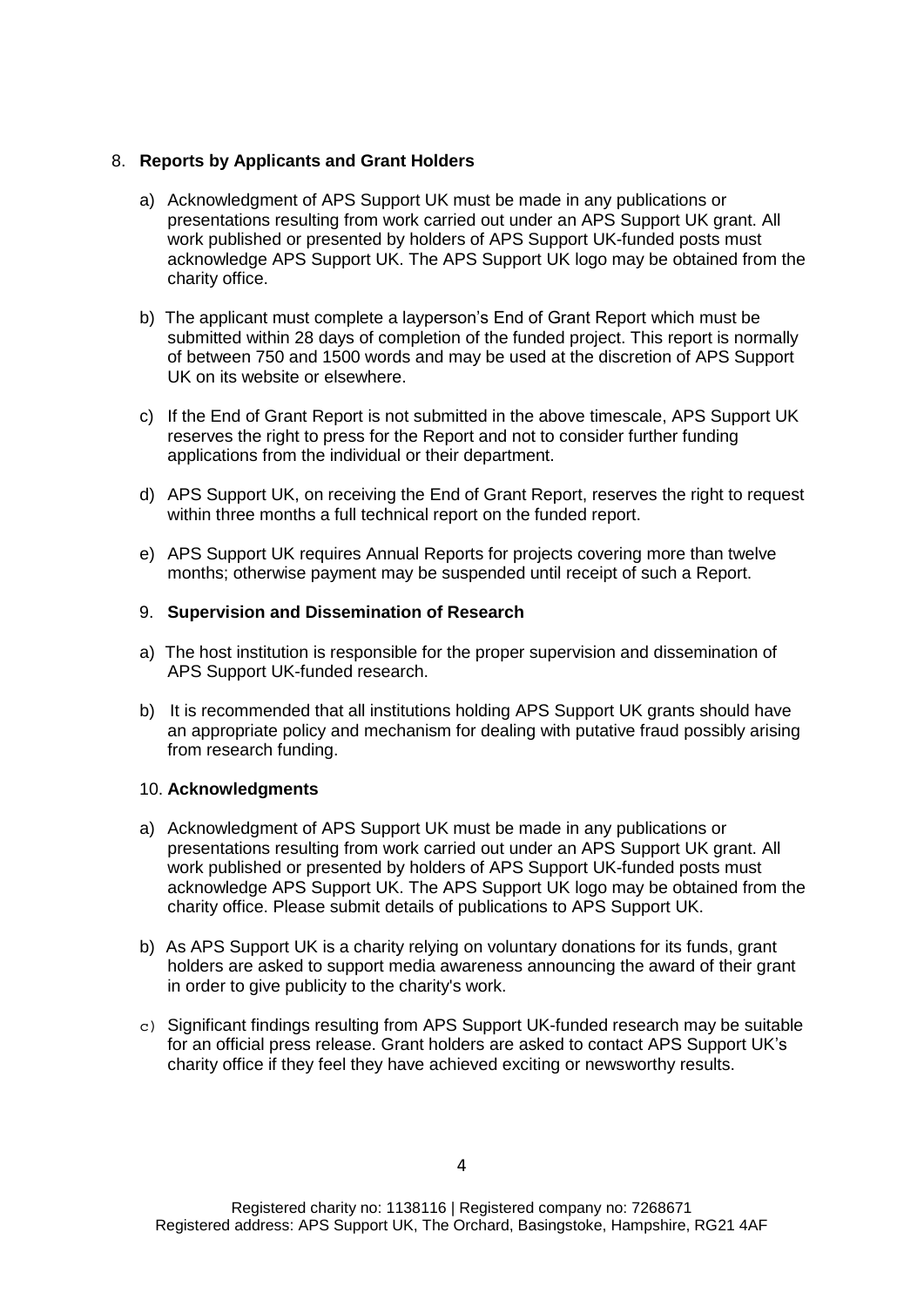## 8. Reports by Applicants and Grant Holders

a) Acknowledgment of APS Support UK must be made in any publications or presentations resulting from work carried out under an APS Support UK grant. All work published or presented by holders of APS Support UK-funded posts must acknowledge APS Support UK. The APS Support UK logo may be obtained from the charity office.

b) The applicant must complete a layperson's End of Grant Report which must be submitted within 28 days of completion of the funded project. This report is normally of between 750 and 1500 words and may be used at the discretion of APS Support UK on its website or elsewhere.

c) If the End of Grant Report is not submitted in the above timescale, APS Support UK reserves the right to press for the Report and not to consider further funding applications from the individual or their department.

d) APS Support UK, on receiving the End of Grant Report, reserves the right to request within three months a full technical report on the funded report.

e) APS Support UK requires Annual Reports for projects covering more than twelve months; otherwise payment may be suspended until receipt of such a Report.

## 9. Supervision and Dissemination of Research

a) The host institution is responsible for the proper supervision and dissemination of APS Support UK-funded research.

b) It is recommended that all institutions holding APS Support UK grants should have an appropriate policy and mechanism for dealing with putative fraud possibly arising from research funding.

## 10. Acknowledgments

a) Acknowledgment of APS Support UK must be made in any publications or presentations resulting from work carried out under an APS Support UK grant. All work published or presented by holders of APS Support UK-funded posts must acknowledge APS Support UK. The APS Support UK logo may be obtained from the charity office. Please submit details of publications to APS Support UK.

b) As APS Support UK is a charity relying on voluntary donations for its funds, grant holders are asked to support media awareness announcing the award of their grant in order to give publicity to the charity's work.

c) Significant findings resulting from APS Support UK-funded research may be suitable for an official press release. Grant holders are asked to contact APS Support UK's charity office if they feel they have achieved exciting or newsworthy results.

Registered charity no: 1138116 | Registered company no: 7268671
Registered address: APS Support UK, The Orchard, Basingstoke, Hampshire, RG21 4AF